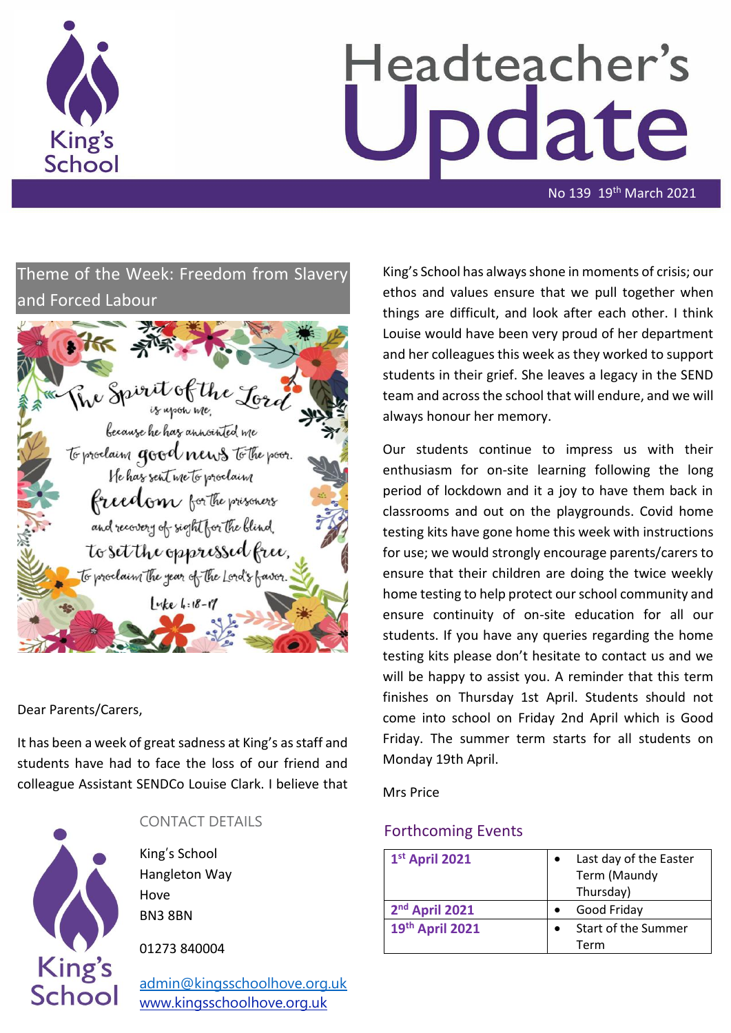# Headteacher's Update

No 139 19th March 2021

## Theme of the Week: Freedom from Slavery and Forced Labour

The Spirit of the Lord is upon me, because he has anointed me to proclaim good news to the poor. He has sent me to proclaim freedom for the prisoners and recovery of sight for the blind, to set the oppressed free, to proclaim the year of the Lord's favor. Luke 4:18-19

Dear Parents/Carers,

It has been a week of great sadness at King's as staff and students have had to face the loss of our friend and colleague Assistant SENDCo Louise Clark. I believe that King's School has always shone in moments of crisis; our ethos and values ensure that we pull together when things are difficult, and look after each other. I think Louise would have been very proud of her department and her colleagues this week as they worked to support students in their grief. She leaves a legacy in the SEND team and across the school that will endure, and we will always honour her memory.

Our students continue to impress us with their enthusiasm for on-site learning following the long period of lockdown and it a joy to have them back in classrooms and out on the playgrounds. Covid home testing kits have gone home this week with instructions for use; we would strongly encourage parents/carers to ensure that their children are doing the twice weekly home testing to help protect our school community and ensure continuity of on-site education for all our students. If you have any queries regarding the home testing kits please don't hesitate to contact us and we will be happy to assist you. A reminder that this term finishes on Thursday 1st April. Students should not come into school on Friday 2nd April which is Good Friday. The summer term starts for all students on Monday 19th April.

Mrs Price

## Forthcoming Events

| Date | Event |
|---|---|
| **1st April 2021** | • Last day of the Easter Term (Maundy Thursday) |
| **2nd April 2021** | • Good Friday |
| **19th April 2021** | • Start of the Summer Term |

## CONTACT DETAILS

King's School
Hangleton Way
Hove
BN3 8BN

01273 840004

admin@kingsschoolhove.org.uk
www.kingsschoolhove.org.uk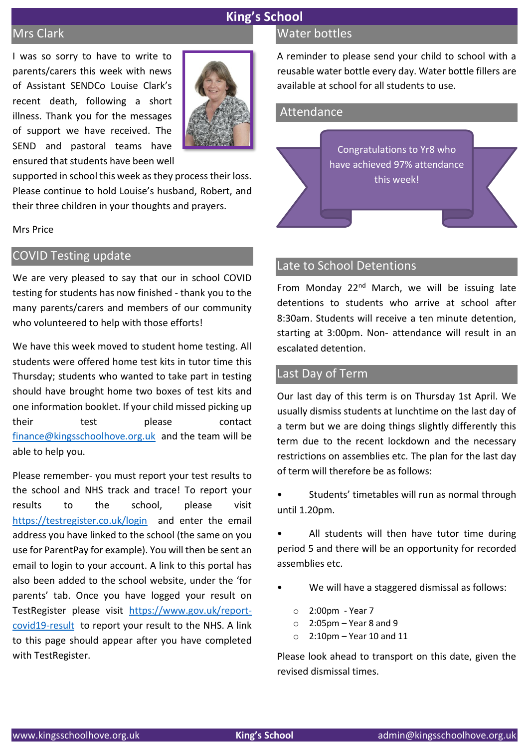# King's School

## Mrs Clark

I was so sorry to have to write to parents/carers this week with news of Assistant SENDCo Louise Clark's recent death, following a short illness. Thank you for the messages of support we have received. The SEND and pastoral teams have ensured that students have been well supported in school this week as they process their loss. Please continue to hold Louise's husband, Robert, and their three children in your thoughts and prayers.

Mrs Price

## COVID Testing update

We are very pleased to say that our in school COVID testing for students has now finished - thank you to the many parents/carers and members of our community who volunteered to help with those efforts!

We have this week moved to student home testing. All students were offered home test kits in tutor time this Thursday; students who wanted to take part in testing should have brought home two boxes of test kits and one information booklet. If your child missed picking up their test please contact finance@kingsschoolhove.org.uk and the team will be able to help you.

Please remember- you must report your test results to the school and NHS track and trace! To report your results to the school, please visit https://testregister.co.uk/login and enter the email address you have linked to the school (the same on you use for ParentPay for example). You will then be sent an email to login to your account. A link to this portal has also been added to the school website, under the 'for parents' tab. Once you have logged your result on TestRegister please visit https://www.gov.uk/report-covid19-result to report your result to the NHS. A link to this page should appear after you have completed with TestRegister.

## Water bottles

A reminder to please send your child to school with a reusable water bottle every day. Water bottle fillers are available at school for all students to use.

## Attendance

Congratulations to Yr8 who have achieved 97% attendance this week!

## Late to School Detentions

From Monday 22nd March, we will be issuing late detentions to students who arrive at school after 8:30am. Students will receive a ten minute detention, starting at 3:00pm. Non- attendance will result in an escalated detention.

## Last Day of Term

Our last day of this term is on Thursday 1st April. We usually dismiss students at lunchtime on the last day of a term but we are doing things slightly differently this term due to the recent lockdown and the necessary restrictions on assemblies etc. The plan for the last day of term will therefore be as follows:

- Students' timetables will run as normal through until 1.20pm.
- All students will then have tutor time during period 5 and there will be an opportunity for recorded assemblies etc.
- We will have a staggered dismissal as follows:
  - 2:00pm - Year 7
  - 2:05pm – Year 8 and 9
  - 2:10pm – Year 10 and 11

Please look ahead to transport on this date, given the revised dismissal times.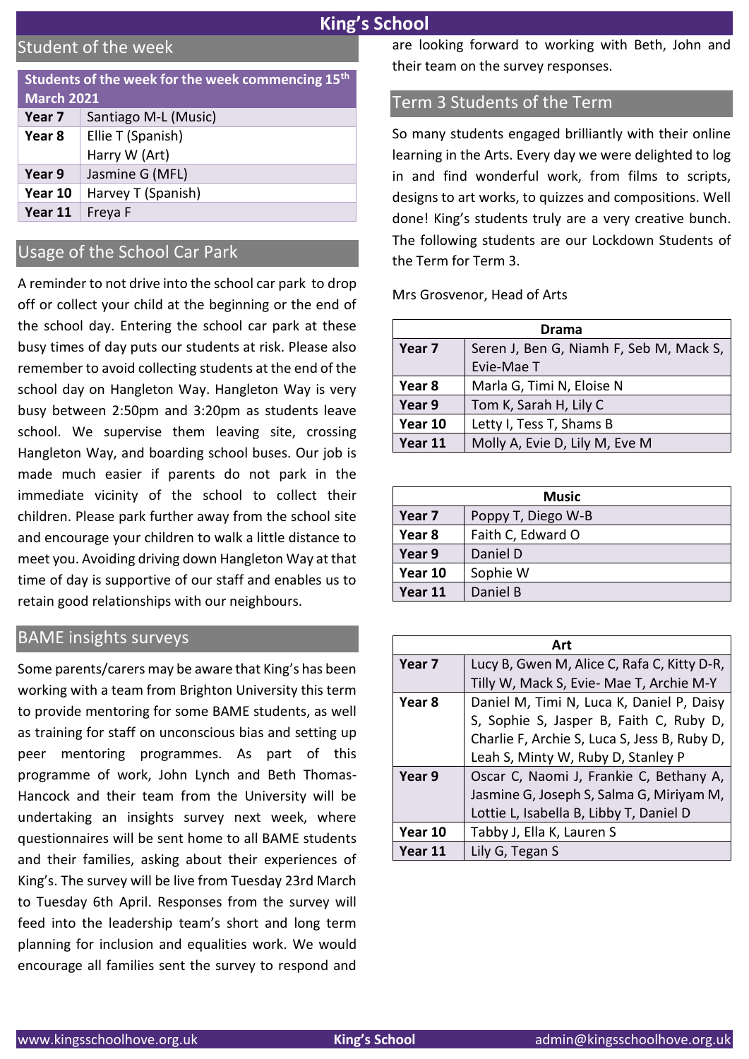# King's School

## Student of the week

| Students of the week for the week commencing 15th March 2021 | |
|---|---|
| **Year 7** | Santiago M-L (Music) |
| **Year 8** | Ellie T (Spanish)<br>Harry W (Art) |
| **Year 9** | Jasmine G (MFL) |
| **Year 10** | Harvey T (Spanish) |
| **Year 11** | Freya F |

## Usage of the School Car Park

A reminder to not drive into the school car park to drop off or collect your child at the beginning or the end of the school day. Entering the school car park at these busy times of day puts our students at risk. Please also remember to avoid collecting students at the end of the school day on Hangleton Way. Hangleton Way is very busy between 2:50pm and 3:20pm as students leave school. We supervise them leaving site, crossing Hangleton Way, and boarding school buses. Our job is made much easier if parents do not park in the immediate vicinity of the school to collect their children. Please park further away from the school site and encourage your children to walk a little distance to meet you. Avoiding driving down Hangleton Way at that time of day is supportive of our staff and enables us to retain good relationships with our neighbours.

## BAME insights surveys

Some parents/carers may be aware that King's has been working with a team from Brighton University this term to provide mentoring for some BAME students, as well as training for staff on unconscious bias and setting up peer mentoring programmes. As part of this programme of work, John Lynch and Beth Thomas-Hancock and their team from the University will be undertaking an insights survey next week, where questionnaires will be sent home to all BAME students and their families, asking about their experiences of King's. The survey will be live from Tuesday 23rd March to Tuesday 6th April. Responses from the survey will feed into the leadership team's short and long term planning for inclusion and equalities work. We would encourage all families sent the survey to respond and are looking forward to working with Beth, John and their team on the survey responses.

## Term 3 Students of the Term

So many students engaged brilliantly with their online learning in the Arts. Every day we were delighted to log in and find wonderful work, from films to scripts, designs to art works, to quizzes and compositions. Well done! King's students truly are a very creative bunch. The following students are our Lockdown Students of the Term for Term 3.

Mrs Grosvenor, Head of Arts

| Drama | |
|---|---|
| **Year 7** | Seren J, Ben G, Niamh F, Seb M, Mack S, Evie-Mae T |
| **Year 8** | Marla G, Timi N, Eloise N |
| **Year 9** | Tom K, Sarah H, Lily C |
| **Year 10** | Letty I, Tess T, Shams B |
| **Year 11** | Molly A, Evie D, Lily M, Eve M |

| Music | |
|---|---|
| **Year 7** | Poppy T, Diego W-B |
| **Year 8** | Faith C, Edward O |
| **Year 9** | Daniel D |
| **Year 10** | Sophie W |
| **Year 11** | Daniel B |

| Art | |
|---|---|
| **Year 7** | Lucy B, Gwen M, Alice C, Rafa C, Kitty D-R, Tilly W, Mack S, Evie- Mae T, Archie M-Y |
| **Year 8** | Daniel M, Timi N, Luca K, Daniel P, Daisy S, Sophie S, Jasper B, Faith C, Ruby D, Charlie F, Archie S, Luca S, Jess B, Ruby D, Leah S, Minty W, Ruby D, Stanley P |
| **Year 9** | Oscar C, Naomi J, Frankie C, Bethany A, Jasmine G, Joseph S, Salma G, Miriyam M, Lottie L, Isabella B, Libby T, Daniel D |
| **Year 10** | Tabby J, Ella K, Lauren S |
| **Year 11** | Lily G, Tegan S |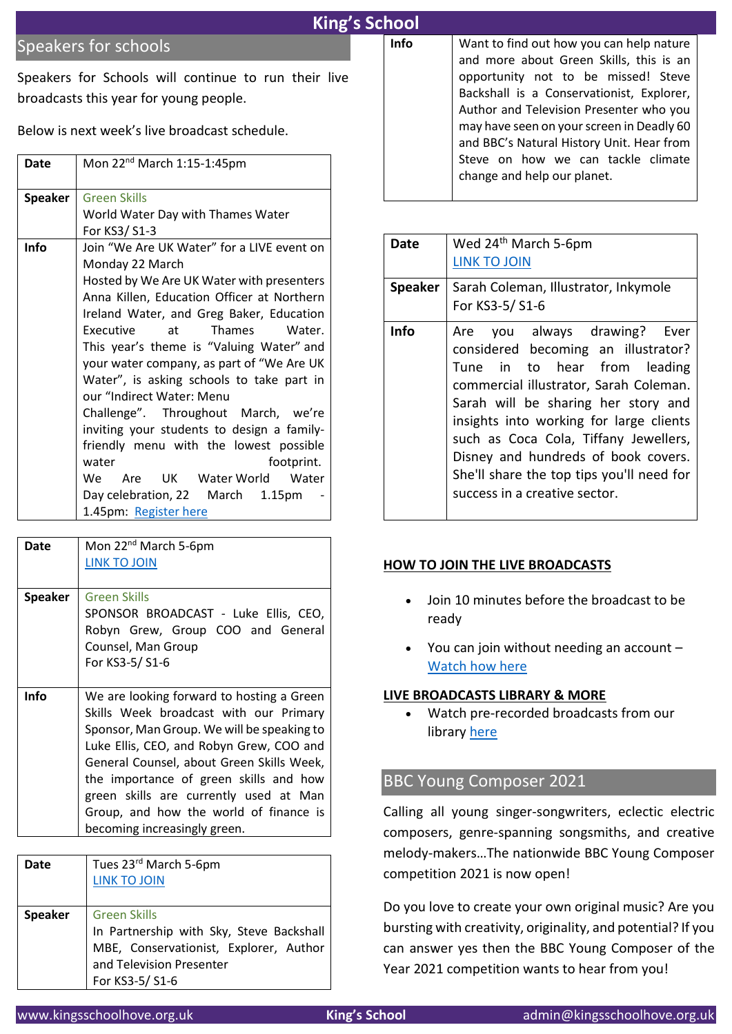## Speakers for schools

Speakers for Schools will continue to run their live broadcasts this year for young people.

Below is next week's live broadcast schedule.

| **Date** | Mon 22nd March 1:15-1:45pm |
|---|---|
| **Speaker** | Green Skills<br>World Water Day with Thames Water<br>For KS3/ S1-3 |
| **Info** | Join "We Are UK Water" for a LIVE event on Monday 22 March<br>Hosted by We Are UK Water with presenters Anna Killen, Education Officer at Northern Ireland Water, and Greg Baker, Education Executive at Thames Water. This year's theme is "Valuing Water" and your water company, as part of "We Are UK Water", is asking schools to take part in our "Indirect Water: Menu Challenge". Throughout March, we're inviting your students to design a family-friendly menu with the lowest possible water footprint. We Are UK Water World Water Day celebration, 22 March 1.15pm - 1.45pm: Register here |

| **Date** | Mon 22nd March 5-6pm<br>LINK TO JOIN |
|---|---|
| **Speaker** | Green Skills<br>SPONSOR BROADCAST - Luke Ellis, CEO, Robyn Grew, Group COO and General Counsel, Man Group<br>For KS3-5/ S1-6 |
| **Info** | We are looking forward to hosting a Green Skills Week broadcast with our Primary Sponsor, Man Group. We will be speaking to Luke Ellis, CEO, and Robyn Grew, COO and General Counsel, about Green Skills Week, the importance of green skills and how green skills are currently used at Man Group, and how the world of finance is becoming increasingly green. |

| **Date** | Tues 23rd March 5-6pm<br>LINK TO JOIN |
|---|---|
| **Speaker** | Green Skills<br>In Partnership with Sky, Steve Backshall MBE, Conservationist, Explorer, Author and Television Presenter<br>For KS3-5/ S1-6 |
| **Info** | Want to find out how you can help nature and more about Green Skills, this is an opportunity not to be missed! Steve Backshall is a Conservationist, Explorer, Author and Television Presenter who you may have seen on your screen in Deadly 60 and BBC's Natural History Unit. Hear from Steve on how we can tackle climate change and help our planet. |

| **Date** | Wed 24th March 5-6pm<br>LINK TO JOIN |
|---|---|
| **Speaker** | Sarah Coleman, Illustrator, Inkymole<br>For KS3-5/ S1-6 |
| **Info** | Are you always drawing? Ever considered becoming an illustrator? Tune in to hear from leading commercial illustrator, Sarah Coleman. Sarah will be sharing her story and insights into working for large clients such as Coca Cola, Tiffany Jewellers, Disney and hundreds of book covers. She'll share the top tips you'll need for success in a creative sector. |

**HOW TO JOIN THE LIVE BROADCASTS**

- Join 10 minutes before the broadcast to be ready
- You can join without needing an account – Watch how here

**LIVE BROADCASTS LIBRARY & MORE**

- Watch pre-recorded broadcasts from our library here

## BBC Young Composer 2021

Calling all young singer-songwriters, eclectic electric composers, genre-spanning songsmiths, and creative melody-makers…The nationwide BBC Young Composer competition 2021 is now open!

Do you love to create your own original music? Are you bursting with creativity, originality, and potential? If you can answer yes then the BBC Young Composer of the Year 2021 competition wants to hear from you!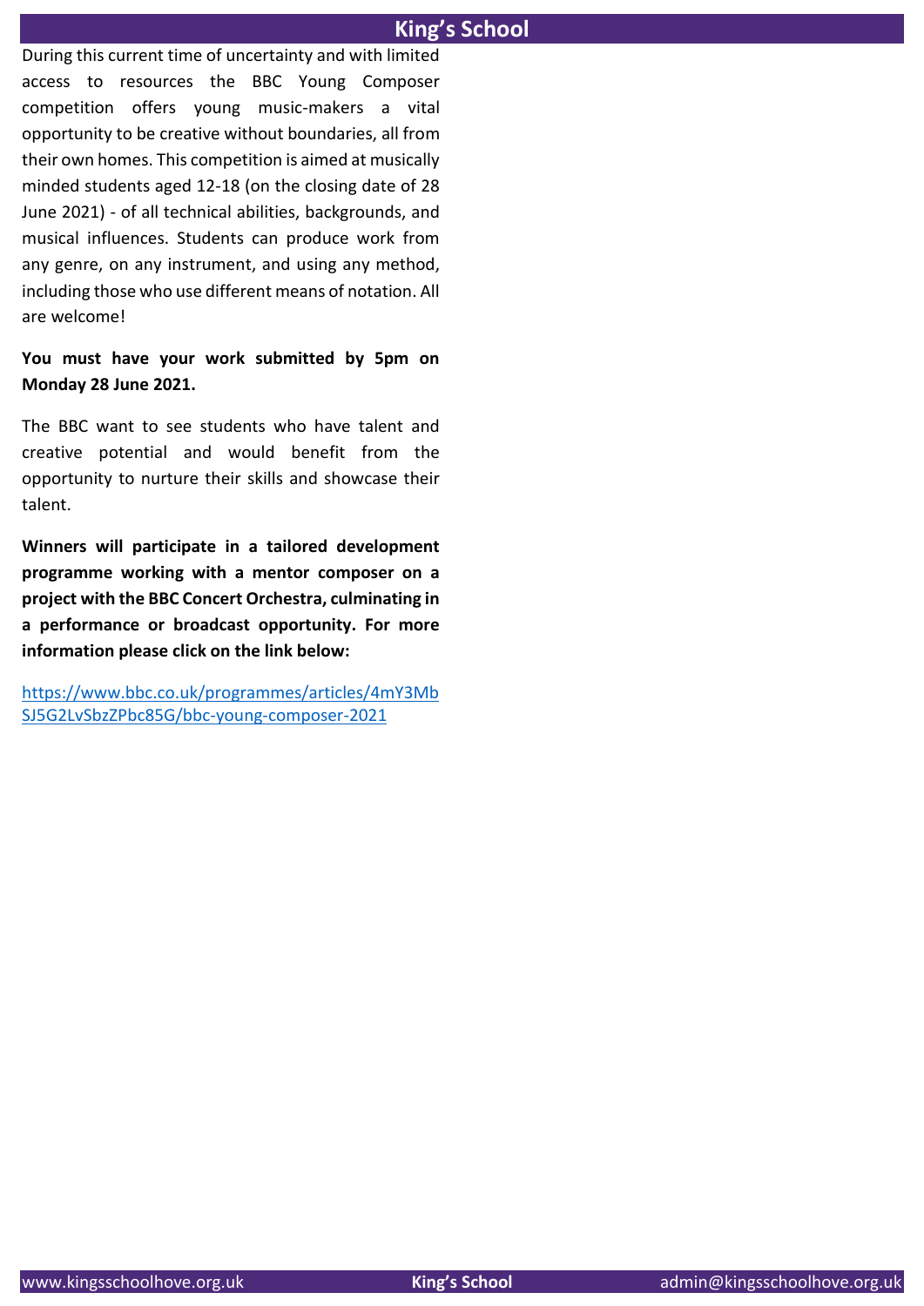During this current time of uncertainty and with limited access to resources the BBC Young Composer competition offers young music-makers a vital opportunity to be creative without boundaries, all from their own homes. This competition is aimed at musically minded students aged 12-18 (on the closing date of 28 June 2021) - of all technical abilities, backgrounds, and musical influences. Students can produce work from any genre, on any instrument, and using any method, including those who use different means of notation. All are welcome!

**You must have your work submitted by 5pm on Monday 28 June 2021.**

The BBC want to see students who have talent and creative potential and would benefit from the opportunity to nurture their skills and showcase their talent.

**Winners will participate in a tailored development programme working with a mentor composer on a project with the BBC Concert Orchestra, culminating in a performance or broadcast opportunity. For more information please click on the link below:**

https://www.bbc.co.uk/programmes/articles/4mY3MbSJ5G2LvSbzZPbc85G/bbc-young-composer-2021